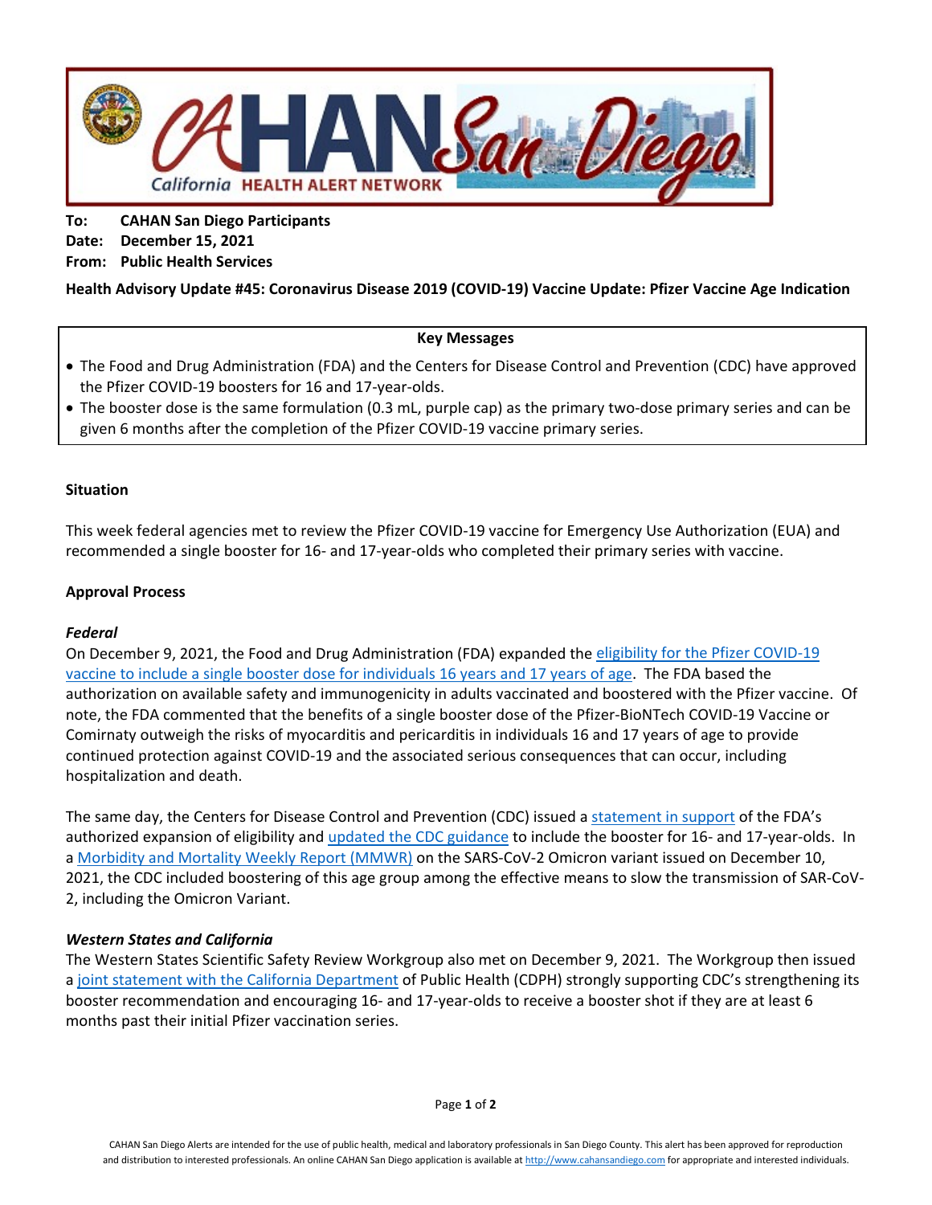**To:** **CAHAN San Diego Participants**
**Date:** **December 15, 2021**
**From:** **Public Health Services**

**Health Advisory Update #45: Coronavirus Disease 2019 (COVID-19) Vaccine Update: Pfizer Vaccine Age Indication**

**Key Messages**

- The Food and Drug Administration (FDA) and the Centers for Disease Control and Prevention (CDC) have approved the Pfizer COVID-19 boosters for 16 and 17-year-olds.
- The booster dose is the same formulation (0.3 mL, purple cap) as the primary two-dose primary series and can be given 6 months after the completion of the Pfizer COVID-19 vaccine primary series.

### Situation

This week federal agencies met to review the Pfizer COVID-19 vaccine for Emergency Use Authorization (EUA) and recommended a single booster for 16- and 17-year-olds who completed their primary series with vaccine.

### Approval Process

#### *Federal*

On December 9, 2021, the Food and Drug Administration (FDA) expanded the eligibility for the Pfizer COVID-19 vaccine to include a single booster dose for individuals 16 years and 17 years of age. The FDA based the authorization on available safety and immunogenicity in adults vaccinated and boostered with the Pfizer vaccine. Of note, the FDA commented that the benefits of a single booster dose of the Pfizer-BioNTech COVID-19 Vaccine or Comirnaty outweigh the risks of myocarditis and pericarditis in individuals 16 and 17 years of age to provide continued protection against COVID-19 and the associated serious consequences that can occur, including hospitalization and death.

The same day, the Centers for Disease Control and Prevention (CDC) issued a statement in support of the FDA's authorized expansion of eligibility and updated the CDC guidance to include the booster for 16- and 17-year-olds. In a Morbidity and Mortality Weekly Report (MMWR) on the SARS-CoV-2 Omicron variant issued on December 10, 2021, the CDC included boostering of this age group among the effective means to slow the transmission of SAR-CoV-2, including the Omicron Variant.

#### *Western States and California*

The Western States Scientific Safety Review Workgroup also met on December 9, 2021. The Workgroup then issued a joint statement with the California Department of Public Health (CDPH) strongly supporting CDC's strengthening its booster recommendation and encouraging 16- and 17-year-olds to receive a booster shot if they are at least 6 months past their initial Pfizer vaccination series.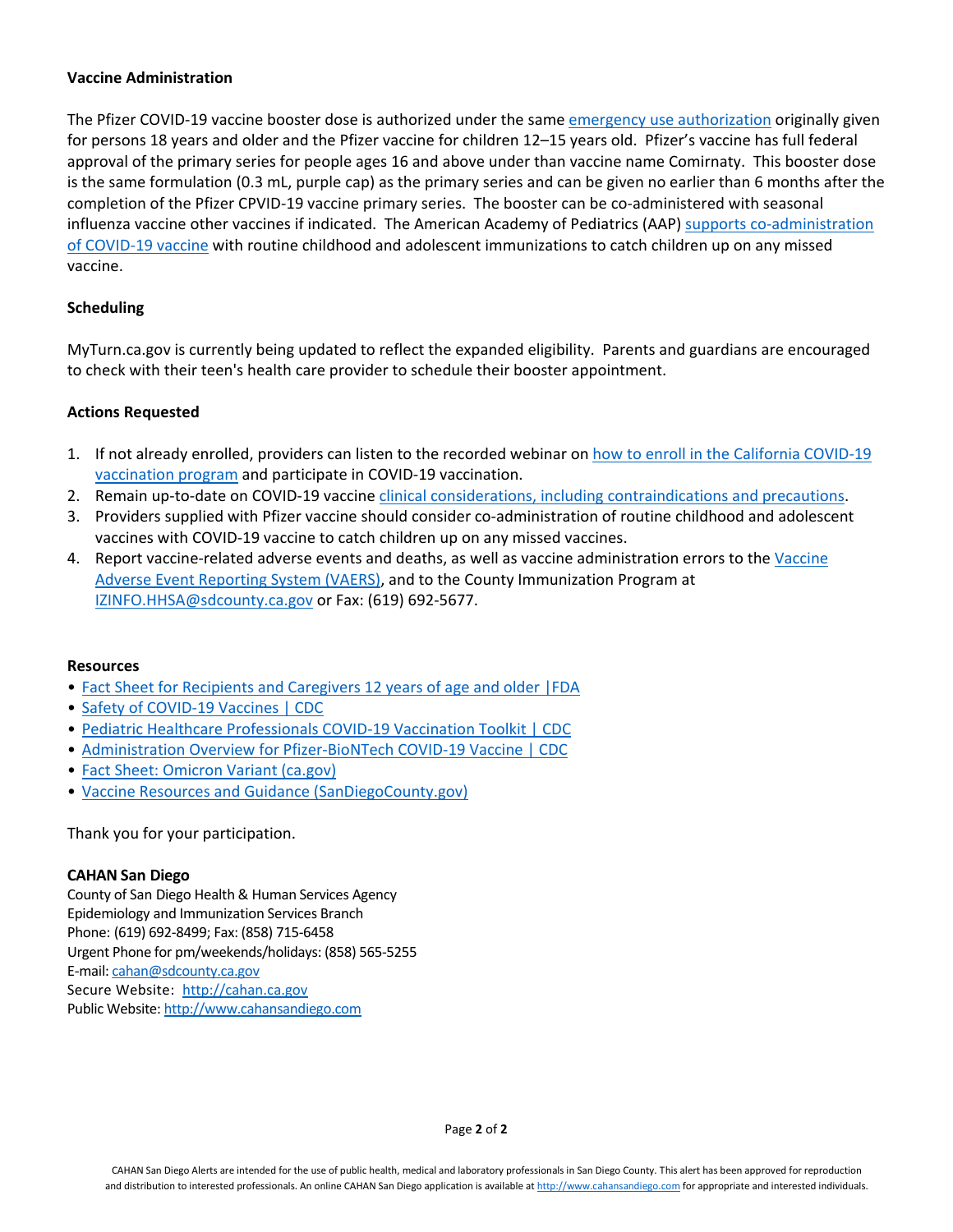**Vaccine Administration**

The Pfizer COVID-19 vaccine booster dose is authorized under the same emergency use authorization originally given for persons 18 years and older and the Pfizer vaccine for children 12–15 years old. Pfizer's vaccine has full federal approval of the primary series for people ages 16 and above under than vaccine name Comirnaty. This booster dose is the same formulation (0.3 mL, purple cap) as the primary series and can be given no earlier than 6 months after the completion of the Pfizer CPVID-19 vaccine primary series. The booster can be co-administered with seasonal influenza vaccine other vaccines if indicated. The American Academy of Pediatrics (AAP) supports co-administration of COVID-19 vaccine with routine childhood and adolescent immunizations to catch children up on any missed vaccine.

**Scheduling**

MyTurn.ca.gov is currently being updated to reflect the expanded eligibility. Parents and guardians are encouraged to check with their teen's health care provider to schedule their booster appointment.

**Actions Requested**

1. If not already enrolled, providers can listen to the recorded webinar on how to enroll in the California COVID-19 vaccination program and participate in COVID-19 vaccination.
2. Remain up-to-date on COVID-19 vaccine clinical considerations, including contraindications and precautions.
3. Providers supplied with Pfizer vaccine should consider co-administration of routine childhood and adolescent vaccines with COVID-19 vaccine to catch children up on any missed vaccines.
4. Report vaccine-related adverse events and deaths, as well as vaccine administration errors to the Vaccine Adverse Event Reporting System (VAERS), and to the County Immunization Program at IZINFO.HHSA@sdcounty.ca.gov or Fax: (619) 692-5677.

**Resources**

- Fact Sheet for Recipients and Caregivers 12 years of age and older |FDA
- Safety of COVID-19 Vaccines | CDC
- Pediatric Healthcare Professionals COVID-19 Vaccination Toolkit | CDC
- Administration Overview for Pfizer-BioNTech COVID-19 Vaccine | CDC
- Fact Sheet: Omicron Variant (ca.gov)
- Vaccine Resources and Guidance (SanDiegoCounty.gov)

Thank you for your participation.

**CAHAN San Diego**
County of San Diego Health & Human Services Agency
Epidemiology and Immunization Services Branch
Phone: (619) 692-8499; Fax: (858) 715-6458
Urgent Phone for pm/weekends/holidays: (858) 565-5255
E-mail: cahan@sdcounty.ca.gov
Secure Website: http://cahan.ca.gov
Public Website: http://www.cahansandiego.com

CAHAN San Diego Alerts are intended for the use of public health, medical and laboratory professionals in San Diego County. This alert has been approved for reproduction and distribution to interested professionals. An online CAHAN San Diego application is available at http://www.cahansandiego.com for appropriate and interested individuals.